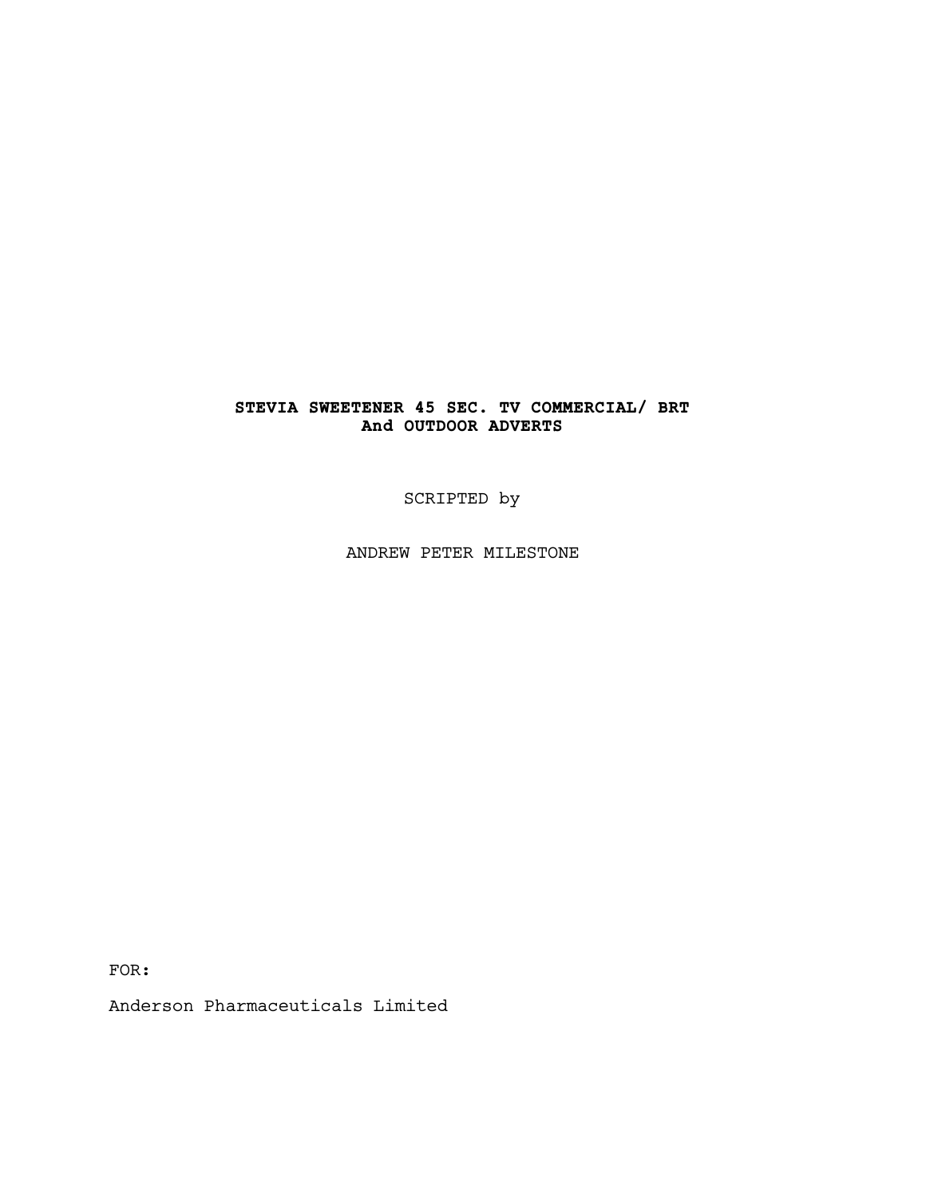**STEVIA SWEETENER 45 SEC. TV COMMERCIAL/ BRT**
**And OUTDOOR ADVERTS**

SCRIPTED by

ANDREW PETER MILESTONE

FOR:

Anderson Pharmaceuticals Limited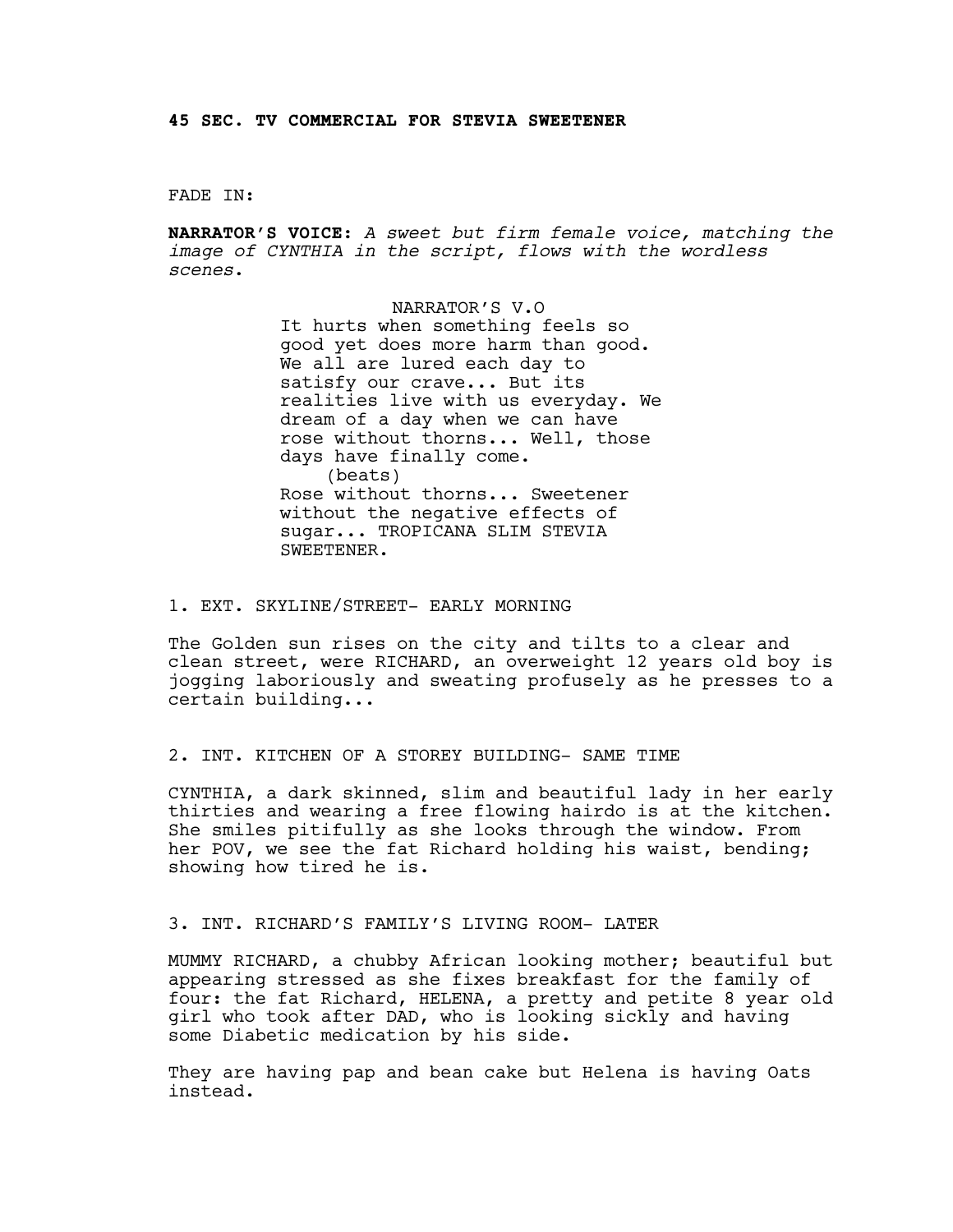**45 SEC. TV COMMERCIAL FOR STEVIA SWEETENER**

FADE IN:

**NARRATOR'S VOICE:** *A sweet but firm female voice, matching the image of CYNTHIA in the script, flows with the wordless scenes.*

NARRATOR'S V.O

It hurts when something feels so good yet does more harm than good. We all are lured each day to satisfy our crave... But its realities live with us everyday. We dream of a day when we can have rose without thorns... Well, those days have finally come.

(beats)

Rose without thorns... Sweetener without the negative effects of sugar... TROPICANA SLIM STEVIA SWEETENER.

1. EXT. SKYLINE/STREET- EARLY MORNING

The Golden sun rises on the city and tilts to a clear and clean street, were RICHARD, an overweight 12 years old boy is jogging laboriously and sweating profusely as he presses to a certain building...

2. INT. KITCHEN OF A STOREY BUILDING- SAME TIME

CYNTHIA, a dark skinned, slim and beautiful lady in her early thirties and wearing a free flowing hairdo is at the kitchen. She smiles pitifully as she looks through the window. From her POV, we see the fat Richard holding his waist, bending; showing how tired he is.

3. INT. RICHARD'S FAMILY'S LIVING ROOM- LATER

MUMMY RICHARD, a chubby African looking mother; beautiful but appearing stressed as she fixes breakfast for the family of four: the fat Richard, HELENA, a pretty and petite 8 year old girl who took after DAD, who is looking sickly and having some Diabetic medication by his side.

They are having pap and bean cake but Helena is having Oats instead.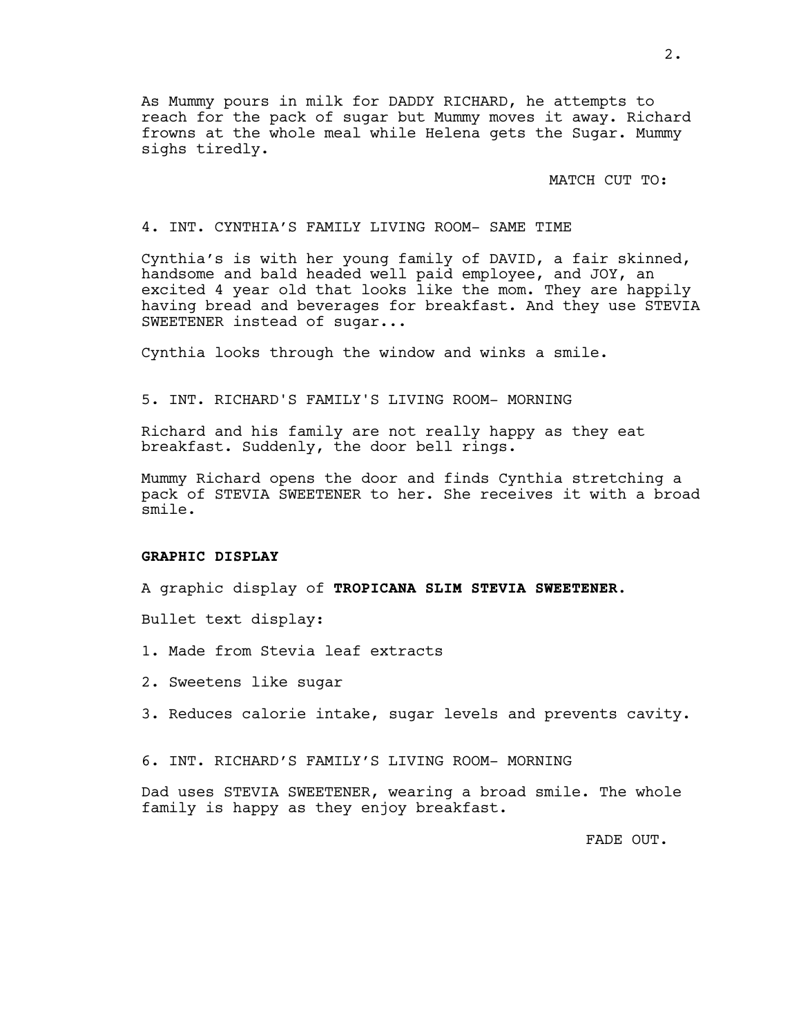As Mummy pours in milk for DADDY RICHARD, he attempts to reach for the pack of sugar but Mummy moves it away. Richard frowns at the whole meal while Helena gets the Sugar. Mummy sighs tiredly.

MATCH CUT TO:

4. INT. CYNTHIA'S FAMILY LIVING ROOM- SAME TIME

Cynthia's is with her young family of DAVID, a fair skinned, handsome and bald headed well paid employee, and JOY, an excited 4 year old that looks like the mom. They are happily having bread and beverages for breakfast. And they use STEVIA SWEETENER instead of sugar...

Cynthia looks through the window and winks a smile.

5. INT. RICHARD'S FAMILY'S LIVING ROOM- MORNING

Richard and his family are not really happy as they eat breakfast. Suddenly, the door bell rings.

Mummy Richard opens the door and finds Cynthia stretching a pack of STEVIA SWEETENER to her. She receives it with a broad smile.

**GRAPHIC DISPLAY**

A graphic display of **TROPICANA SLIM STEVIA SWEETENER.**

Bullet text display:

1. Made from Stevia leaf extracts

2. Sweetens like sugar

3. Reduces calorie intake, sugar levels and prevents cavity.

6. INT. RICHARD'S FAMILY'S LIVING ROOM- MORNING

Dad uses STEVIA SWEETENER, wearing a broad smile. The whole family is happy as they enjoy breakfast.

FADE OUT.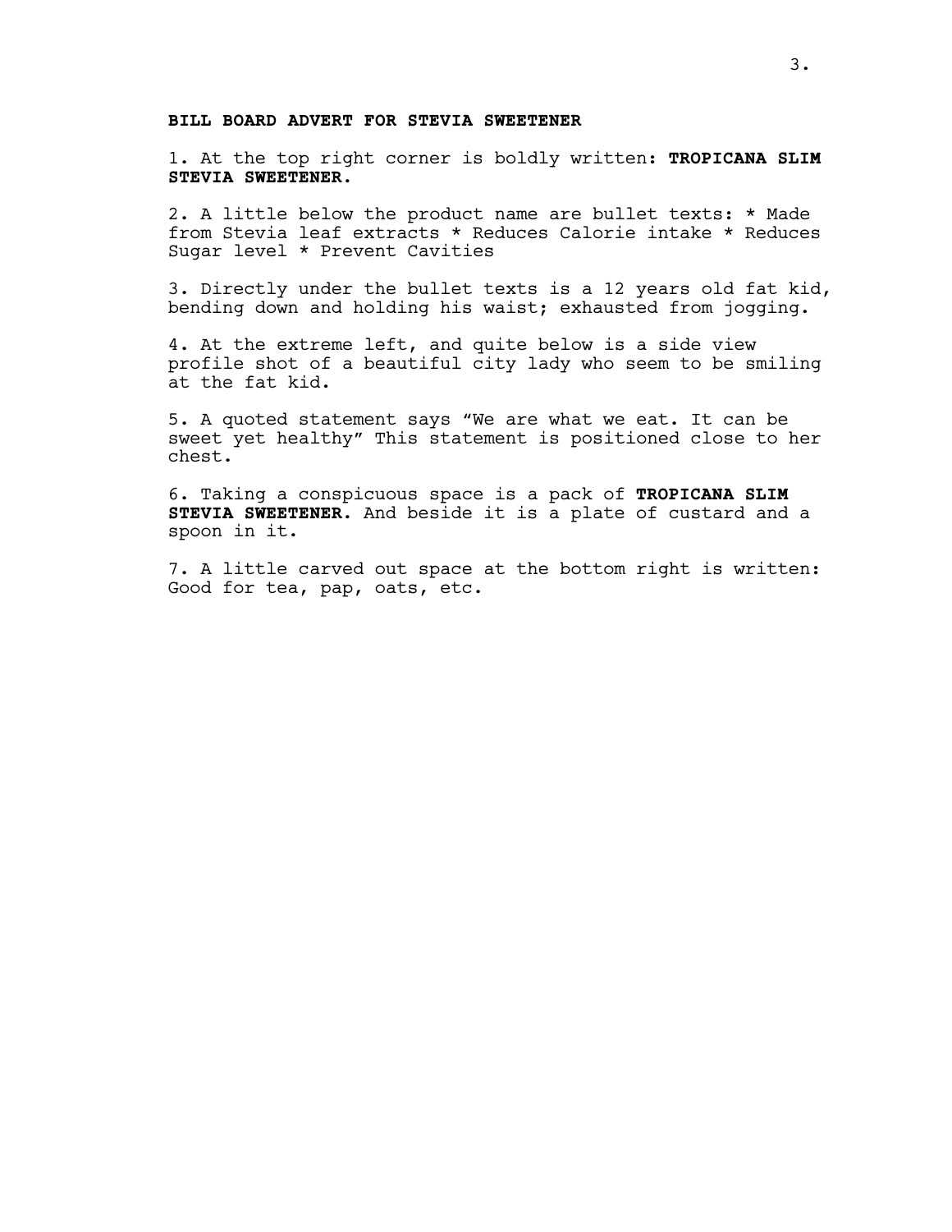**BILL BOARD ADVERT FOR STEVIA SWEETENER**

1. At the top right corner is boldly written: **TROPICANA SLIM STEVIA SWEETENER.**

2. A little below the product name are bullet texts: * Made from Stevia leaf extracts * Reduces Calorie intake * Reduces Sugar level * Prevent Cavities

3. Directly under the bullet texts is a 12 years old fat kid, bending down and holding his waist; exhausted from jogging.

4. At the extreme left, and quite below is a side view profile shot of a beautiful city lady who seem to be smiling at the fat kid.

5. A quoted statement says “We are what we eat. It can be sweet yet healthy” This statement is positioned close to her chest.

6. Taking a conspicuous space is a pack of **TROPICANA SLIM STEVIA SWEETENER.** And beside it is a plate of custard and a spoon in it.

7. A little carved out space at the bottom right is written: Good for tea, pap, oats, etc.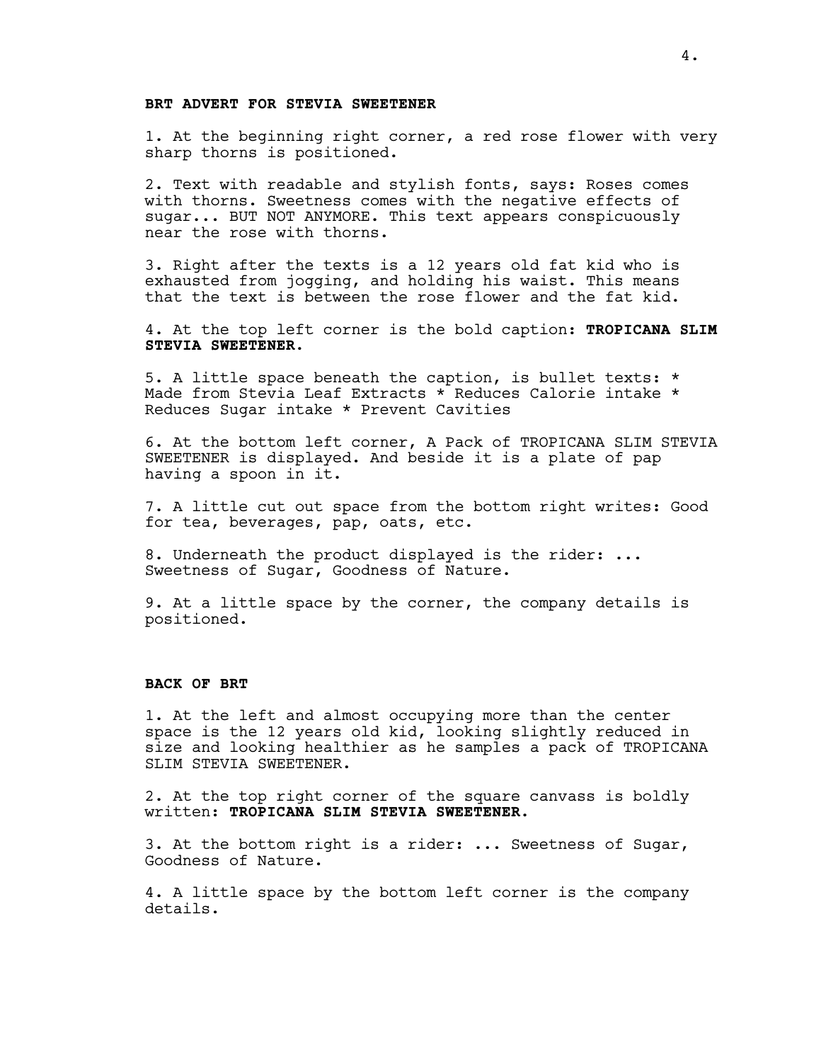## BRT ADVERT FOR STEVIA SWEETENER

1. At the beginning right corner, a red rose flower with very sharp thorns is positioned.

2. Text with readable and stylish fonts, says: Roses comes with thorns. Sweetness comes with the negative effects of sugar... BUT NOT ANYMORE. This text appears conspicuously near the rose with thorns.

3. Right after the texts is a 12 years old fat kid who is exhausted from jogging, and holding his waist. This means that the text is between the rose flower and the fat kid.

4. At the top left corner is the bold caption: **TROPICANA SLIM STEVIA SWEETENER.**

5. A little space beneath the caption, is bullet texts: * Made from Stevia Leaf Extracts * Reduces Calorie intake * Reduces Sugar intake * Prevent Cavities

6. At the bottom left corner, A Pack of TROPICANA SLIM STEVIA SWEETENER is displayed. And beside it is a plate of pap having a spoon in it.

7. A little cut out space from the bottom right writes: Good for tea, beverages, pap, oats, etc.

8. Underneath the product displayed is the rider: ... Sweetness of Sugar, Goodness of Nature.

9. At a little space by the corner, the company details is positioned.

## BACK OF BRT

1. At the left and almost occupying more than the center space is the 12 years old kid, looking slightly reduced in size and looking healthier as he samples a pack of TROPICANA SLIM STEVIA SWEETENER.

2. At the top right corner of the square canvass is boldly written: **TROPICANA SLIM STEVIA SWEETENER.**

3. At the bottom right is a rider: ... Sweetness of Sugar, Goodness of Nature.

4. A little space by the bottom left corner is the company details.